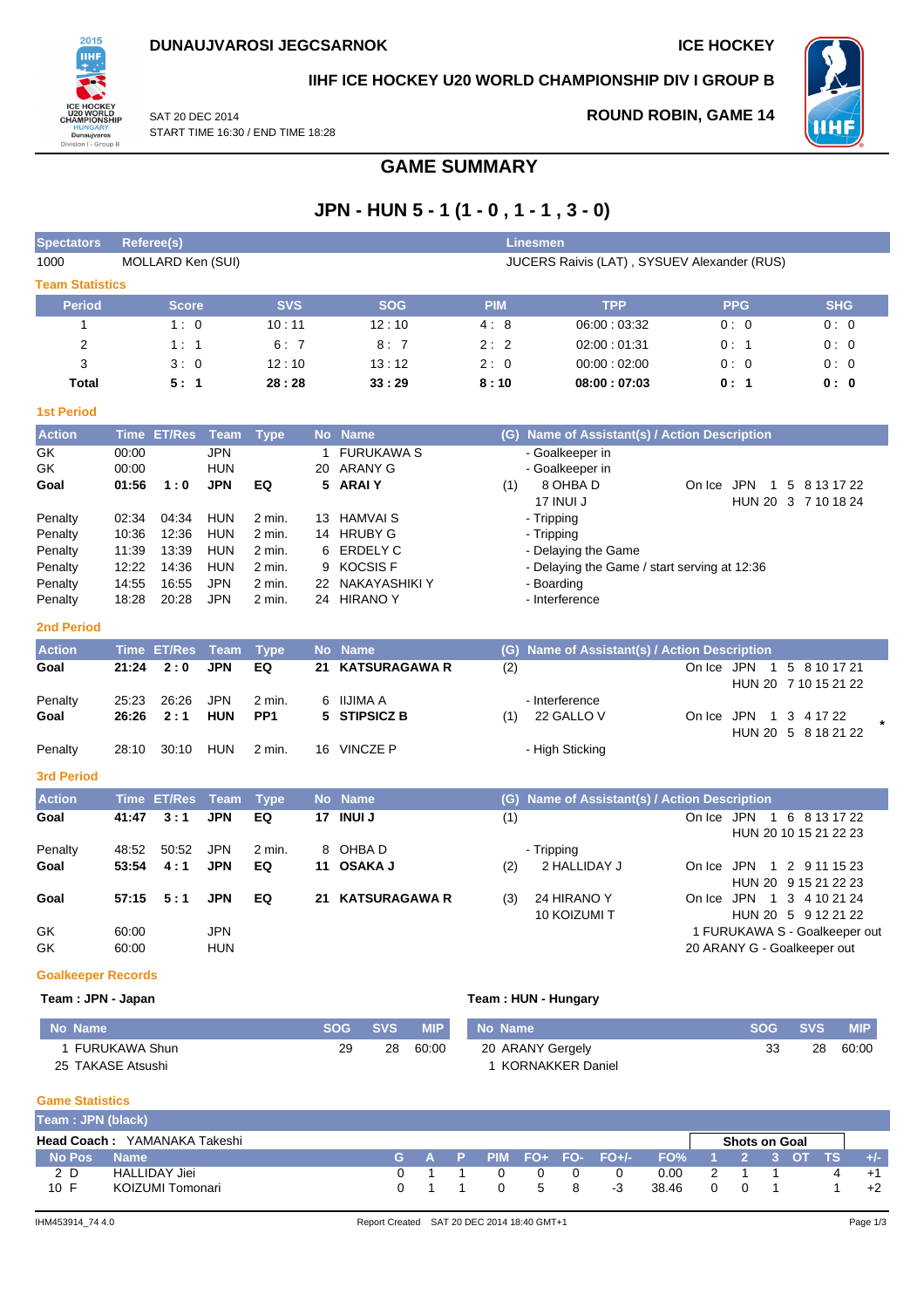**DUNAUJVAROSI JEGCSARNOK** | **ICE HOCKEY**

## IIHF ICE HOCKEY U20 WORLD CHAMPIONSHIP DIV I GROUP B

SAT 20 DEC 2014
START TIME 16:30 / END TIME 18:28

**ROUND ROBIN, GAME 14**

# GAME SUMMARY

# JPN - HUN 5 - 1 (1 - 0 , 1 - 1 , 3 - 0)

| Spectators | Referee(s) | Linesmen |
|---|---|---|
| 1000 | MOLLARD Ken (SUI) | JUCERS Raivis (LAT) , SYSUEV Alexander (RUS) |

### Team Statistics

| Period | Score | SVS | SOG | PIM | TPP | PPG | SHG |
|---|---|---|---|---|---|---|---|
| 1 | 1 : 0 | 10 : 11 | 12 : 10 | 4 : 8 | 06:00 : 03:32 | 0 : 0 | 0 : 0 |
| 2 | 1 : 1 | 6 : 7 | 8 : 7 | 2 : 2 | 02:00 : 01:31 | 0 : 1 | 0 : 0 |
| 3 | 3 : 0 | 12 : 10 | 13 : 12 | 2 : 0 | 00:00 : 02:00 | 0 : 0 | 0 : 0 |
| **Total** | **5 : 1** | **28 : 28** | **33 : 29** | **8 : 10** | **08:00 : 07:03** | **0 : 1** | **0 : 0** |

### 1st Period

| Action | Time | ET/Res | Team | Type | No | Name | (G) | Name of Assistant(s) / Action Description | On Ice |
|---|---|---|---|---|---|---|---|---|---|
| GK | 00:00 | | JPN | | 1 | FURUKAWA S | | - Goalkeeper in | |
| GK | 00:00 | | HUN | | 20 | ARANY G | | - Goalkeeper in | |
| **Goal** | **01:56** | **1 : 0** | **JPN** | **EQ** | **5** | **ARAI Y** | (1) | 8 OHBA D<br>17 INUI J | On Ice JPN 1 5 8 13 17 22<br>HUN 20 3 7 10 18 24 |
| Penalty | 02:34 | 04:34 | HUN | 2 min. | 13 | HAMVAI S | | - Tripping | |
| Penalty | 10:36 | 12:36 | HUN | 2 min. | 14 | HRUBY G | | - Tripping | |
| Penalty | 11:39 | 13:39 | HUN | 2 min. | 6 | ERDELY C | | - Delaying the Game | |
| Penalty | 12:22 | 14:36 | HUN | 2 min. | 9 | KOCSIS F | | - Delaying the Game / start serving at 12:36 | |
| Penalty | 14:55 | 16:55 | JPN | 2 min. | 22 | NAKAYASHIKI Y | | - Boarding | |
| Penalty | 18:28 | 20:28 | JPN | 2 min. | 24 | HIRANO Y | | - Interference | |

### 2nd Period

| Action | Time | ET/Res | Team | Type | No | Name | (G) | Name of Assistant(s) / Action Description | On Ice |
|---|---|---|---|---|---|---|---|---|---|
| **Goal** | **21:24** | **2 : 0** | **JPN** | **EQ** | **21** | **KATSURAGAWA R** | (2) | | On Ice JPN 1 5 8 10 17 21<br>HUN 20 7 10 15 21 22 |
| Penalty | 25:23 | 26:26 | JPN | 2 min. | 6 | IIJIMA A | | - Interference | |
| **Goal** | **26:26** | **2 : 1** | **HUN** | **PP1** | **5** | **STIPSICZ B** | (1) | 22 GALLO V | On Ice JPN 1 3 4 17 22<br>HUN 20 5 8 18 21 22 * |
| Penalty | 28:10 | 30:10 | HUN | 2 min. | 16 | VINCZE P | | - High Sticking | |

### 3rd Period

| Action | Time | ET/Res | Team | Type | No | Name | (G) | Name of Assistant(s) / Action Description | On Ice |
|---|---|---|---|---|---|---|---|---|---|
| **Goal** | **41:47** | **3 : 1** | **JPN** | **EQ** | **17** | **INUI J** | (1) | | On Ice JPN 1 6 8 13 17 22<br>HUN 20 10 15 21 22 23 |
| Penalty | 48:52 | 50:52 | JPN | 2 min. | 8 | OHBA D | | - Tripping | |
| **Goal** | **53:54** | **4 : 1** | **JPN** | **EQ** | **11** | **OSAKA J** | (2) | 2 HALLIDAY J | On Ice JPN 1 2 9 11 15 23<br>HUN 20 9 15 21 22 23 |
| **Goal** | **57:15** | **5 : 1** | **JPN** | **EQ** | **21** | **KATSURAGAWA R** | (3) | 24 HIRANO Y<br>10 KOIZUMI T | On Ice JPN 1 3 4 10 21 24<br>HUN 20 5 9 12 21 22 |
| GK | 60:00 | | JPN | | | | | | 1 FURUKAWA S - Goalkeeper out |
| GK | 60:00 | | HUN | | | | | | 20 ARANY G - Goalkeeper out |

### Goalkeeper Records

**Team : JPN - Japan**

| No Name | SOG | SVS | MIP |
|---|---|---|---|
| 1 FURUKAWA Shun | 29 | 28 | 60:00 |
| 25 TAKASE Atsushi | | | |

**Team : HUN - Hungary**

| No Name | SOG | SVS | MIP |
|---|---|---|---|
| 20 ARANY Gergely | 33 | 28 | 60:00 |
| 1 KORNAKKER Daniel | | | |

### Game Statistics

**Team : JPN (black)**

**Head Coach :** YAMANAKA Takeshi

| No | Pos | Name | G | A | P | PIM | FO+ | FO- | FO+/- | FO% | 1 | 2 | 3 | OT | TS | +/- |
|---|---|---|---|---|---|---|---|---|---|---|---|---|---|---|---|---|
| | | | | | | | | | | | Shots on Goal | | | | | |
| 2 | D | HALLIDAY Jiei | 0 | 1 | 1 | 0 | 0 | 0 | 0 | 0.00 | 2 | 1 | 1 | | 4 | +1 |
| 10 | F | KOIZUMI Tomonari | 0 | 1 | 1 | 0 | 5 | 8 | -3 | 38.46 | 0 | 0 | 1 | | 1 | +2 |

IHM453914_74 4.0 Report Created SAT 20 DEC 2014 18:40 GMT+1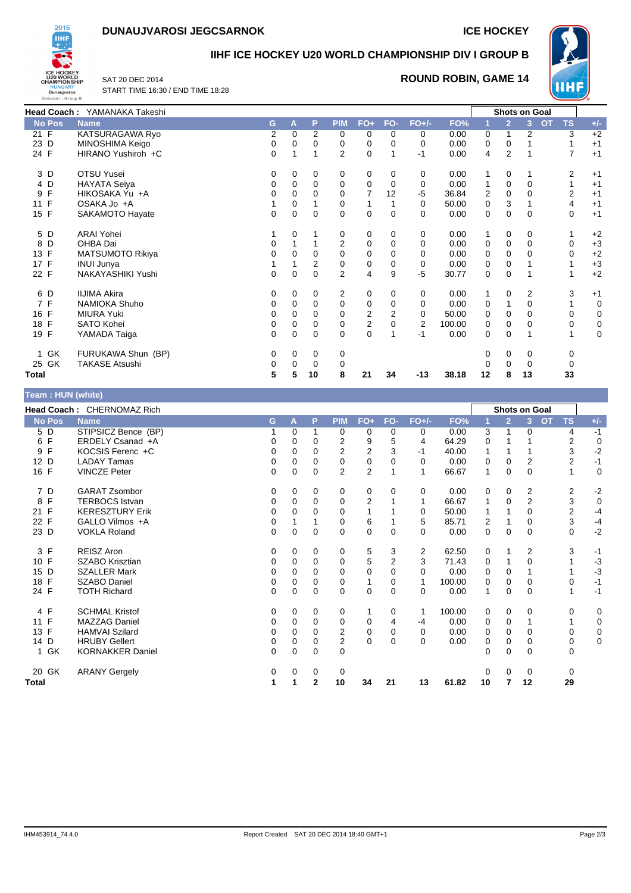# DUNAUJVAROSI JEGCSARNOK

**ICE HOCKEY**

## IIHF ICE HOCKEY U20 WORLD CHAMPIONSHIP DIV I GROUP B

SAT 20 DEC 2014
START TIME 16:30 / END TIME 18:28

**ROUND ROBIN, GAME 14**

**Head Coach :** YAMANAKA Takeshi

| No | Pos | Name | G | A | P | PIM | FO+ | FO- | FO+/- | FO% | 1 | 2 | 3 | OT | TS | +/- |
|---|---|---|---|---|---|---|---|---|---|---|---|---|---|---|---|---|
| 21 | F | KATSURAGAWA Ryo | 2 | 0 | 2 | 0 | 0 | 0 | 0 | 0.00 | 0 | 1 | 2 | | 3 | +2 |
| 23 | D | MINOSHIMA Keigo | 0 | 0 | 0 | 0 | 0 | 0 | 0 | 0.00 | 0 | 0 | 1 | | 1 | +1 |
| 24 | F | HIRANO Yushiroh +C | 0 | 1 | 1 | 2 | 0 | 1 | -1 | 0.00 | 4 | 2 | 1 | | 7 | +1 |
| 3 | D | OTSU Yusei | 0 | 0 | 0 | 0 | 0 | 0 | 0 | 0.00 | 1 | 0 | 1 | | 2 | +1 |
| 4 | D | HAYATA Seiya | 0 | 0 | 0 | 0 | 0 | 0 | 0 | 0.00 | 1 | 0 | 0 | | 1 | +1 |
| 9 | F | HIKOSAKA Yu +A | 0 | 0 | 0 | 0 | 7 | 12 | -5 | 36.84 | 2 | 0 | 0 | | 2 | +1 |
| 11 | F | OSAKA Jo +A | 1 | 0 | 1 | 0 | 1 | 1 | 0 | 50.00 | 0 | 3 | 1 | | 4 | +1 |
| 15 | F | SAKAMOTO Hayate | 0 | 0 | 0 | 0 | 0 | 0 | 0 | 0.00 | 0 | 0 | 0 | | 0 | +1 |
| 5 | D | ARAI Yohei | 1 | 0 | 1 | 0 | 0 | 0 | 0 | 0.00 | 1 | 0 | 0 | | 1 | +2 |
| 8 | D | OHBA Dai | 0 | 1 | 1 | 2 | 0 | 0 | 0 | 0.00 | 0 | 0 | 0 | | 0 | +3 |
| 13 | F | MATSUMOTO Rikiya | 0 | 0 | 0 | 0 | 0 | 0 | 0 | 0.00 | 0 | 0 | 0 | | 0 | +2 |
| 17 | F | INUI Junya | 1 | 1 | 2 | 0 | 0 | 0 | 0 | 0.00 | 0 | 0 | 1 | | 1 | +3 |
| 22 | F | NAKAYASHIKI Yushi | 0 | 0 | 0 | 2 | 4 | 9 | -5 | 30.77 | 0 | 0 | 1 | | 1 | +2 |
| 6 | D | IIJIMA Akira | 0 | 0 | 0 | 2 | 0 | 0 | 0 | 0.00 | 1 | 0 | 2 | | 3 | +1 |
| 7 | F | NAMIOKA Shuho | 0 | 0 | 0 | 0 | 0 | 0 | 0 | 0.00 | 0 | 1 | 0 | | 1 | 0 |
| 16 | F | MIURA Yuki | 0 | 0 | 0 | 0 | 2 | 2 | 0 | 50.00 | 0 | 0 | 0 | | 0 | 0 |
| 18 | F | SATO Kohei | 0 | 0 | 0 | 0 | 2 | 0 | 2 | 100.00 | 0 | 0 | 0 | | 0 | 0 |
| 19 | F | YAMADA Taiga | 0 | 0 | 0 | 0 | 0 | 1 | -1 | 0.00 | 0 | 0 | 1 | | 1 | 0 |
| 1 | GK | FURUKAWA Shun (BP) | 0 | 0 | 0 | 0 | | | | | 0 | 0 | 0 | | 0 | |
| 25 | GK | TAKASE Atsushi | 0 | 0 | 0 | 0 | | | | | 0 | 0 | 0 | | 0 | |
| **Total** | | | **5** | **5** | **10** | **8** | **21** | **34** | **-13** | **38.18** | **12** | **8** | **13** | | **33** | |

**Team : HUN (white)**

**Head Coach :** CHERNOMAZ Rich

| No | Pos | Name | G | A | P | PIM | FO+ | FO- | FO+/- | FO% | 1 | 2 | 3 | OT | TS | +/- |
|---|---|---|---|---|---|---|---|---|---|---|---|---|---|---|---|---|
| 5 | D | STIPSICZ Bence (BP) | 1 | 0 | 1 | 0 | 0 | 0 | 0 | 0.00 | 3 | 1 | 0 | | 4 | -1 |
| 6 | F | ERDELY Csanad +A | 0 | 0 | 0 | 2 | 9 | 5 | 4 | 64.29 | 0 | 1 | 1 | | 2 | 0 |
| 9 | F | KOCSIS Ferenc +C | 0 | 0 | 0 | 2 | 2 | 3 | -1 | 40.00 | 1 | 1 | 1 | | 3 | -2 |
| 12 | D | LADAY Tamas | 0 | 0 | 0 | 0 | 0 | 0 | 0 | 0.00 | 0 | 0 | 2 | | 2 | -1 |
| 16 | F | VINCZE Peter | 0 | 0 | 0 | 2 | 2 | 1 | 1 | 66.67 | 1 | 0 | 0 | | 1 | 0 |
| 7 | D | GARAT Zsombor | 0 | 0 | 0 | 0 | 0 | 0 | 0 | 0.00 | 0 | 0 | 2 | | 2 | -2 |
| 8 | F | TERBOCS Istvan | 0 | 0 | 0 | 0 | 2 | 1 | 1 | 66.67 | 1 | 0 | 2 | | 3 | 0 |
| 21 | F | KERESZTURY Erik | 0 | 0 | 0 | 0 | 1 | 1 | 0 | 50.00 | 1 | 1 | 0 | | 2 | -4 |
| 22 | F | GALLO Vilmos +A | 0 | 1 | 1 | 0 | 6 | 1 | 5 | 85.71 | 2 | 1 | 0 | | 3 | -4 |
| 23 | D | VOKLA Roland | 0 | 0 | 0 | 0 | 0 | 0 | 0 | 0.00 | 0 | 0 | 0 | | 0 | -2 |
| 3 | F | REISZ Aron | 0 | 0 | 0 | 0 | 5 | 3 | 2 | 62.50 | 0 | 1 | 2 | | 3 | -1 |
| 10 | F | SZABO Krisztian | 0 | 0 | 0 | 0 | 5 | 2 | 3 | 71.43 | 0 | 1 | 0 | | 1 | -3 |
| 15 | D | SZALLER Mark | 0 | 0 | 0 | 0 | 0 | 0 | 0 | 0.00 | 0 | 0 | 1 | | 1 | -3 |
| 18 | F | SZABO Daniel | 0 | 0 | 0 | 0 | 1 | 0 | 1 | 100.00 | 0 | 0 | 0 | | 0 | -1 |
| 24 | F | TOTH Richard | 0 | 0 | 0 | 0 | 0 | 0 | 0 | 0.00 | 1 | 0 | 0 | | 1 | -1 |
| 4 | F | SCHMAL Kristof | 0 | 0 | 0 | 0 | 1 | 0 | 1 | 100.00 | 0 | 0 | 0 | | 0 | 0 |
| 11 | F | MAZZAG Daniel | 0 | 0 | 0 | 0 | 0 | 4 | -4 | 0.00 | 0 | 0 | 1 | | 1 | 0 |
| 13 | F | HAMVAI Szilard | 0 | 0 | 0 | 2 | 0 | 0 | 0 | 0.00 | 0 | 0 | 0 | | 0 | 0 |
| 14 | D | HRUBY Gellert | 0 | 0 | 0 | 2 | 0 | 0 | 0 | 0.00 | 0 | 0 | 0 | | 0 | 0 |
| 1 | GK | KORNAKKER Daniel | 0 | 0 | 0 | 0 | | | | | 0 | 0 | 0 | | 0 | |
| 20 | GK | ARANY Gergely | 0 | 0 | 0 | 0 | | | | | 0 | 0 | 0 | | 0 | |
| **Total** | | | **1** | **1** | **2** | **10** | **34** | **21** | **13** | **61.82** | **10** | **7** | **12** | | **29** | |

IHM453914_74 4.0 — Report Created SAT 20 DEC 2014 18:40 GMT+1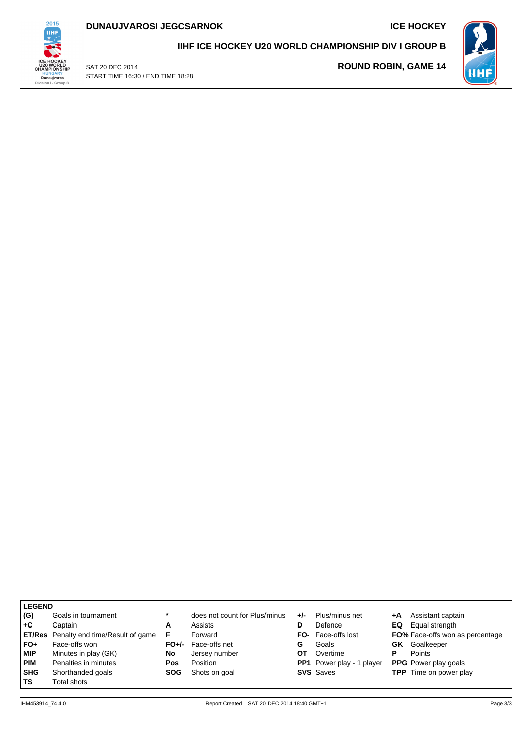| LEGEND | | | | | | | |
|---|---|---|---|---|---|---|---|
| (G) | Goals in tournament | * | does not count for Plus/minus | +/- | Plus/minus net | +A | Assistant captain |
| +C | Captain | A | Assists | D | Defence | EQ | Equal strength |
| ET/Res | Penalty end time/Result of game | F | Forward | FO- | Face-offs lost | FO% | Face-offs won as percentage |
| FO+ | Face-offs won | FO+/- | Face-offs net | G | Goals | GK | Goalkeeper |
| MIP | Minutes in play (GK) | No | Jersey number | OT | Overtime | P | Points |
| PIM | Penalties in minutes | Pos | Position | PP1 | Power play - 1 player | PPG | Power play goals |
| SHG | Shorthanded goals | SOG | Shots on goal | SVS | Saves | TPP | Time on power play |
| TS | Total shots | | | | | | |

IHM453914_74 4.0 Report Created SAT 20 DEC 2014 18:40 GMT+1